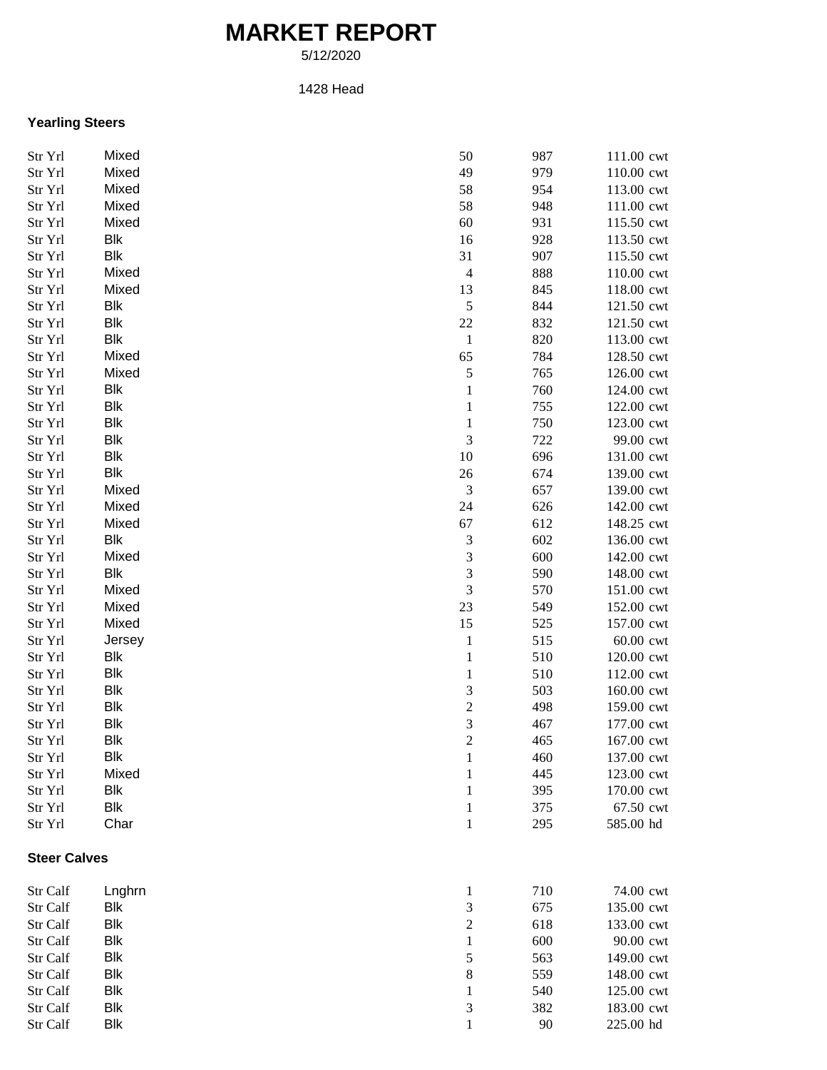# MARKET REPORT

5/12/2020

1428 Head

### Yearling Steers

| | | | | |
|---|---|---|---|---|
| Str Yrl | Mixed | 50 | 987 | 111.00 cwt |
| Str Yrl | Mixed | 49 | 979 | 110.00 cwt |
| Str Yrl | Mixed | 58 | 954 | 113.00 cwt |
| Str Yrl | Mixed | 58 | 948 | 111.00 cwt |
| Str Yrl | Mixed | 60 | 931 | 115.50 cwt |
| Str Yrl | Blk | 16 | 928 | 113.50 cwt |
| Str Yrl | Blk | 31 | 907 | 115.50 cwt |
| Str Yrl | Mixed | 4 | 888 | 110.00 cwt |
| Str Yrl | Mixed | 13 | 845 | 118.00 cwt |
| Str Yrl | Blk | 5 | 844 | 121.50 cwt |
| Str Yrl | Blk | 22 | 832 | 121.50 cwt |
| Str Yrl | Blk | 1 | 820 | 113.00 cwt |
| Str Yrl | Mixed | 65 | 784 | 128.50 cwt |
| Str Yrl | Mixed | 5 | 765 | 126.00 cwt |
| Str Yrl | Blk | 1 | 760 | 124.00 cwt |
| Str Yrl | Blk | 1 | 755 | 122.00 cwt |
| Str Yrl | Blk | 1 | 750 | 123.00 cwt |
| Str Yrl | Blk | 3 | 722 | 99.00 cwt |
| Str Yrl | Blk | 10 | 696 | 131.00 cwt |
| Str Yrl | Blk | 26 | 674 | 139.00 cwt |
| Str Yrl | Mixed | 3 | 657 | 139.00 cwt |
| Str Yrl | Mixed | 24 | 626 | 142.00 cwt |
| Str Yrl | Mixed | 67 | 612 | 148.25 cwt |
| Str Yrl | Blk | 3 | 602 | 136.00 cwt |
| Str Yrl | Mixed | 3 | 600 | 142.00 cwt |
| Str Yrl | Blk | 3 | 590 | 148.00 cwt |
| Str Yrl | Mixed | 3 | 570 | 151.00 cwt |
| Str Yrl | Mixed | 23 | 549 | 152.00 cwt |
| Str Yrl | Mixed | 15 | 525 | 157.00 cwt |
| Str Yrl | Jersey | 1 | 515 | 60.00 cwt |
| Str Yrl | Blk | 1 | 510 | 120.00 cwt |
| Str Yrl | Blk | 1 | 510 | 112.00 cwt |
| Str Yrl | Blk | 3 | 503 | 160.00 cwt |
| Str Yrl | Blk | 2 | 498 | 159.00 cwt |
| Str Yrl | Blk | 3 | 467 | 177.00 cwt |
| Str Yrl | Blk | 2 | 465 | 167.00 cwt |
| Str Yrl | Blk | 1 | 460 | 137.00 cwt |
| Str Yrl | Mixed | 1 | 445 | 123.00 cwt |
| Str Yrl | Blk | 1 | 395 | 170.00 cwt |
| Str Yrl | Blk | 1 | 375 | 67.50 cwt |
| Str Yrl | Char | 1 | 295 | 585.00 hd |

### Steer Calves

| | | | | |
|---|---|---|---|---|
| Str Calf | Lnghrn | 1 | 710 | 74.00 cwt |
| Str Calf | Blk | 3 | 675 | 135.00 cwt |
| Str Calf | Blk | 2 | 618 | 133.00 cwt |
| Str Calf | Blk | 1 | 600 | 90.00 cwt |
| Str Calf | Blk | 5 | 563 | 149.00 cwt |
| Str Calf | Blk | 8 | 559 | 148.00 cwt |
| Str Calf | Blk | 1 | 540 | 125.00 cwt |
| Str Calf | Blk | 3 | 382 | 183.00 cwt |
| Str Calf | Blk | 1 | 90 | 225.00 hd |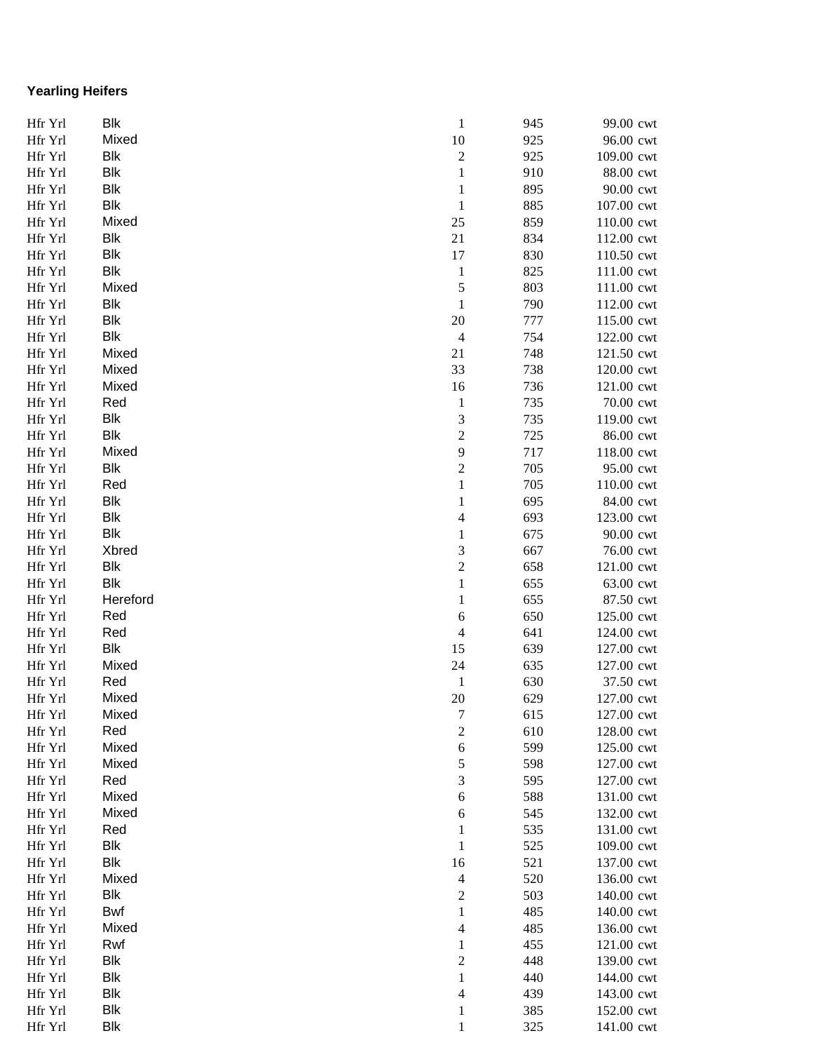**Yearling Heifers**

| | | | | | |
|---|---|---|---|---|---|
| Hfr Yrl | Blk | 1 | 945 | 99.00 | cwt |
| Hfr Yrl | Mixed | 10 | 925 | 96.00 | cwt |
| Hfr Yrl | Blk | 2 | 925 | 109.00 | cwt |
| Hfr Yrl | Blk | 1 | 910 | 88.00 | cwt |
| Hfr Yrl | Blk | 1 | 895 | 90.00 | cwt |
| Hfr Yrl | Blk | 1 | 885 | 107.00 | cwt |
| Hfr Yrl | Mixed | 25 | 859 | 110.00 | cwt |
| Hfr Yrl | Blk | 21 | 834 | 112.00 | cwt |
| Hfr Yrl | Blk | 17 | 830 | 110.50 | cwt |
| Hfr Yrl | Blk | 1 | 825 | 111.00 | cwt |
| Hfr Yrl | Mixed | 5 | 803 | 111.00 | cwt |
| Hfr Yrl | Blk | 1 | 790 | 112.00 | cwt |
| Hfr Yrl | Blk | 20 | 777 | 115.00 | cwt |
| Hfr Yrl | Blk | 4 | 754 | 122.00 | cwt |
| Hfr Yrl | Mixed | 21 | 748 | 121.50 | cwt |
| Hfr Yrl | Mixed | 33 | 738 | 120.00 | cwt |
| Hfr Yrl | Mixed | 16 | 736 | 121.00 | cwt |
| Hfr Yrl | Red | 1 | 735 | 70.00 | cwt |
| Hfr Yrl | Blk | 3 | 735 | 119.00 | cwt |
| Hfr Yrl | Blk | 2 | 725 | 86.00 | cwt |
| Hfr Yrl | Mixed | 9 | 717 | 118.00 | cwt |
| Hfr Yrl | Blk | 2 | 705 | 95.00 | cwt |
| Hfr Yrl | Red | 1 | 705 | 110.00 | cwt |
| Hfr Yrl | Blk | 1 | 695 | 84.00 | cwt |
| Hfr Yrl | Blk | 4 | 693 | 123.00 | cwt |
| Hfr Yrl | Blk | 1 | 675 | 90.00 | cwt |
| Hfr Yrl | Xbred | 3 | 667 | 76.00 | cwt |
| Hfr Yrl | Blk | 2 | 658 | 121.00 | cwt |
| Hfr Yrl | Blk | 1 | 655 | 63.00 | cwt |
| Hfr Yrl | Hereford | 1 | 655 | 87.50 | cwt |
| Hfr Yrl | Red | 6 | 650 | 125.00 | cwt |
| Hfr Yrl | Red | 4 | 641 | 124.00 | cwt |
| Hfr Yrl | Blk | 15 | 639 | 127.00 | cwt |
| Hfr Yrl | Mixed | 24 | 635 | 127.00 | cwt |
| Hfr Yrl | Red | 1 | 630 | 37.50 | cwt |
| Hfr Yrl | Mixed | 20 | 629 | 127.00 | cwt |
| Hfr Yrl | Mixed | 7 | 615 | 127.00 | cwt |
| Hfr Yrl | Red | 2 | 610 | 128.00 | cwt |
| Hfr Yrl | Mixed | 6 | 599 | 125.00 | cwt |
| Hfr Yrl | Mixed | 5 | 598 | 127.00 | cwt |
| Hfr Yrl | Red | 3 | 595 | 127.00 | cwt |
| Hfr Yrl | Mixed | 6 | 588 | 131.00 | cwt |
| Hfr Yrl | Mixed | 6 | 545 | 132.00 | cwt |
| Hfr Yrl | Red | 1 | 535 | 131.00 | cwt |
| Hfr Yrl | Blk | 1 | 525 | 109.00 | cwt |
| Hfr Yrl | Blk | 16 | 521 | 137.00 | cwt |
| Hfr Yrl | Mixed | 4 | 520 | 136.00 | cwt |
| Hfr Yrl | Blk | 2 | 503 | 140.00 | cwt |
| Hfr Yrl | Bwf | 1 | 485 | 140.00 | cwt |
| Hfr Yrl | Mixed | 4 | 485 | 136.00 | cwt |
| Hfr Yrl | Rwf | 1 | 455 | 121.00 | cwt |
| Hfr Yrl | Blk | 2 | 448 | 139.00 | cwt |
| Hfr Yrl | Blk | 1 | 440 | 144.00 | cwt |
| Hfr Yrl | Blk | 4 | 439 | 143.00 | cwt |
| Hfr Yrl | Blk | 1 | 385 | 152.00 | cwt |
| Hfr Yrl | Blk | 1 | 325 | 141.00 | cwt |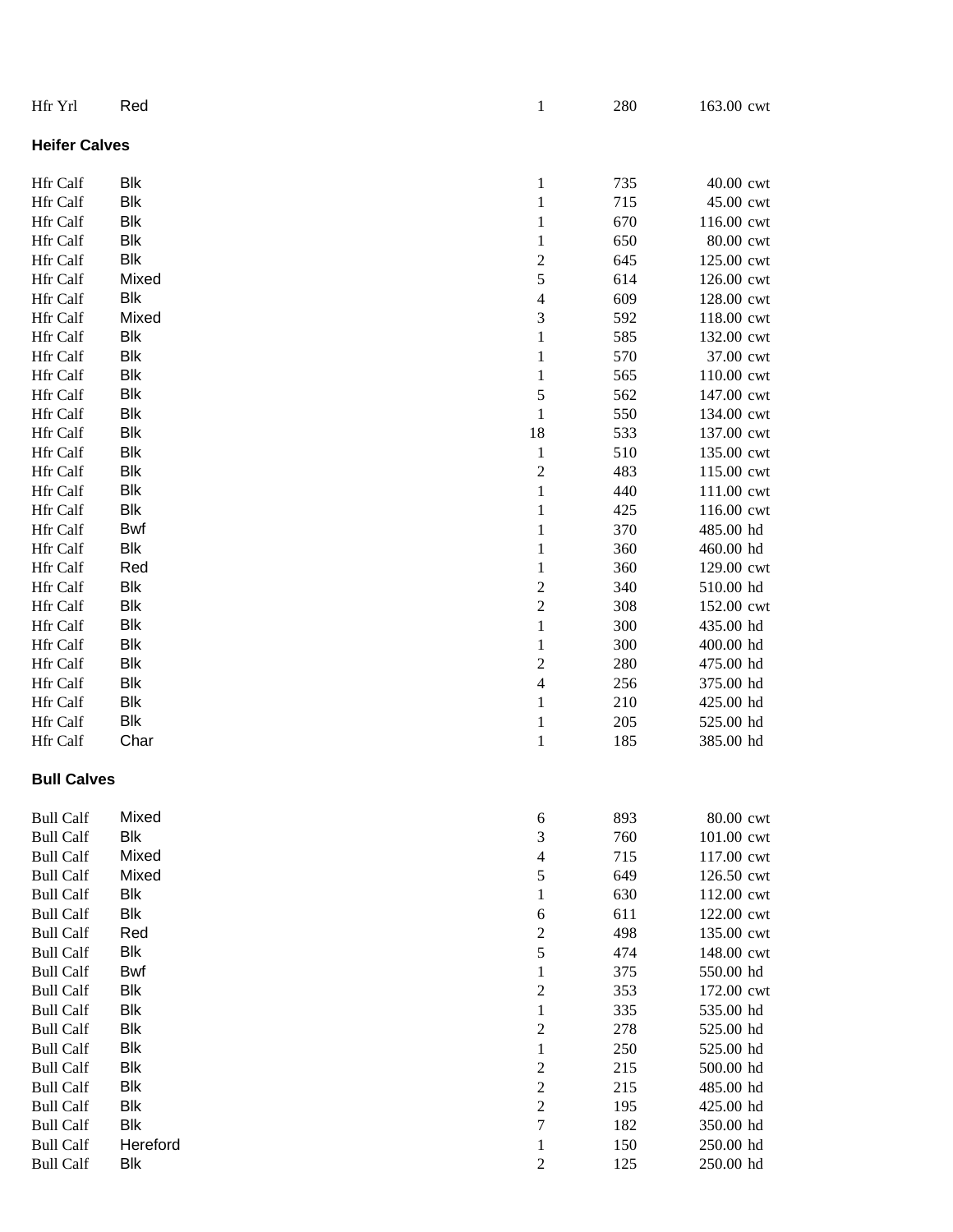| | | | | | |
|---|---|---|---|---|---|
| Hfr Yrl | Red | 1 | 280 | 163.00 | cwt |

**Heifer Calves**

| | | | | | |
|---|---|---|---|---|---|
| Hfr Calf | Blk | 1 | 735 | 40.00 | cwt |
| Hfr Calf | Blk | 1 | 715 | 45.00 | cwt |
| Hfr Calf | Blk | 1 | 670 | 116.00 | cwt |
| Hfr Calf | Blk | 1 | 650 | 80.00 | cwt |
| Hfr Calf | Blk | 2 | 645 | 125.00 | cwt |
| Hfr Calf | Mixed | 5 | 614 | 126.00 | cwt |
| Hfr Calf | Blk | 4 | 609 | 128.00 | cwt |
| Hfr Calf | Mixed | 3 | 592 | 118.00 | cwt |
| Hfr Calf | Blk | 1 | 585 | 132.00 | cwt |
| Hfr Calf | Blk | 1 | 570 | 37.00 | cwt |
| Hfr Calf | Blk | 1 | 565 | 110.00 | cwt |
| Hfr Calf | Blk | 5 | 562 | 147.00 | cwt |
| Hfr Calf | Blk | 1 | 550 | 134.00 | cwt |
| Hfr Calf | Blk | 18 | 533 | 137.00 | cwt |
| Hfr Calf | Blk | 1 | 510 | 135.00 | cwt |
| Hfr Calf | Blk | 2 | 483 | 115.00 | cwt |
| Hfr Calf | Blk | 1 | 440 | 111.00 | cwt |
| Hfr Calf | Blk | 1 | 425 | 116.00 | cwt |
| Hfr Calf | Bwf | 1 | 370 | 485.00 | hd |
| Hfr Calf | Blk | 1 | 360 | 460.00 | hd |
| Hfr Calf | Red | 1 | 360 | 129.00 | cwt |
| Hfr Calf | Blk | 2 | 340 | 510.00 | hd |
| Hfr Calf | Blk | 2 | 308 | 152.00 | cwt |
| Hfr Calf | Blk | 1 | 300 | 435.00 | hd |
| Hfr Calf | Blk | 1 | 300 | 400.00 | hd |
| Hfr Calf | Blk | 2 | 280 | 475.00 | hd |
| Hfr Calf | Blk | 4 | 256 | 375.00 | hd |
| Hfr Calf | Blk | 1 | 210 | 425.00 | hd |
| Hfr Calf | Blk | 1 | 205 | 525.00 | hd |
| Hfr Calf | Char | 1 | 185 | 385.00 | hd |

**Bull Calves**

| | | | | | |
|---|---|---|---|---|---|
| Bull Calf | Mixed | 6 | 893 | 80.00 | cwt |
| Bull Calf | Blk | 3 | 760 | 101.00 | cwt |
| Bull Calf | Mixed | 4 | 715 | 117.00 | cwt |
| Bull Calf | Mixed | 5 | 649 | 126.50 | cwt |
| Bull Calf | Blk | 1 | 630 | 112.00 | cwt |
| Bull Calf | Blk | 6 | 611 | 122.00 | cwt |
| Bull Calf | Red | 2 | 498 | 135.00 | cwt |
| Bull Calf | Blk | 5 | 474 | 148.00 | cwt |
| Bull Calf | Bwf | 1 | 375 | 550.00 | hd |
| Bull Calf | Blk | 2 | 353 | 172.00 | cwt |
| Bull Calf | Blk | 1 | 335 | 535.00 | hd |
| Bull Calf | Blk | 2 | 278 | 525.00 | hd |
| Bull Calf | Blk | 1 | 250 | 525.00 | hd |
| Bull Calf | Blk | 2 | 215 | 500.00 | hd |
| Bull Calf | Blk | 2 | 215 | 485.00 | hd |
| Bull Calf | Blk | 2 | 195 | 425.00 | hd |
| Bull Calf | Blk | 7 | 182 | 350.00 | hd |
| Bull Calf | Hereford | 1 | 150 | 250.00 | hd |
| Bull Calf | Blk | 2 | 125 | 250.00 | hd |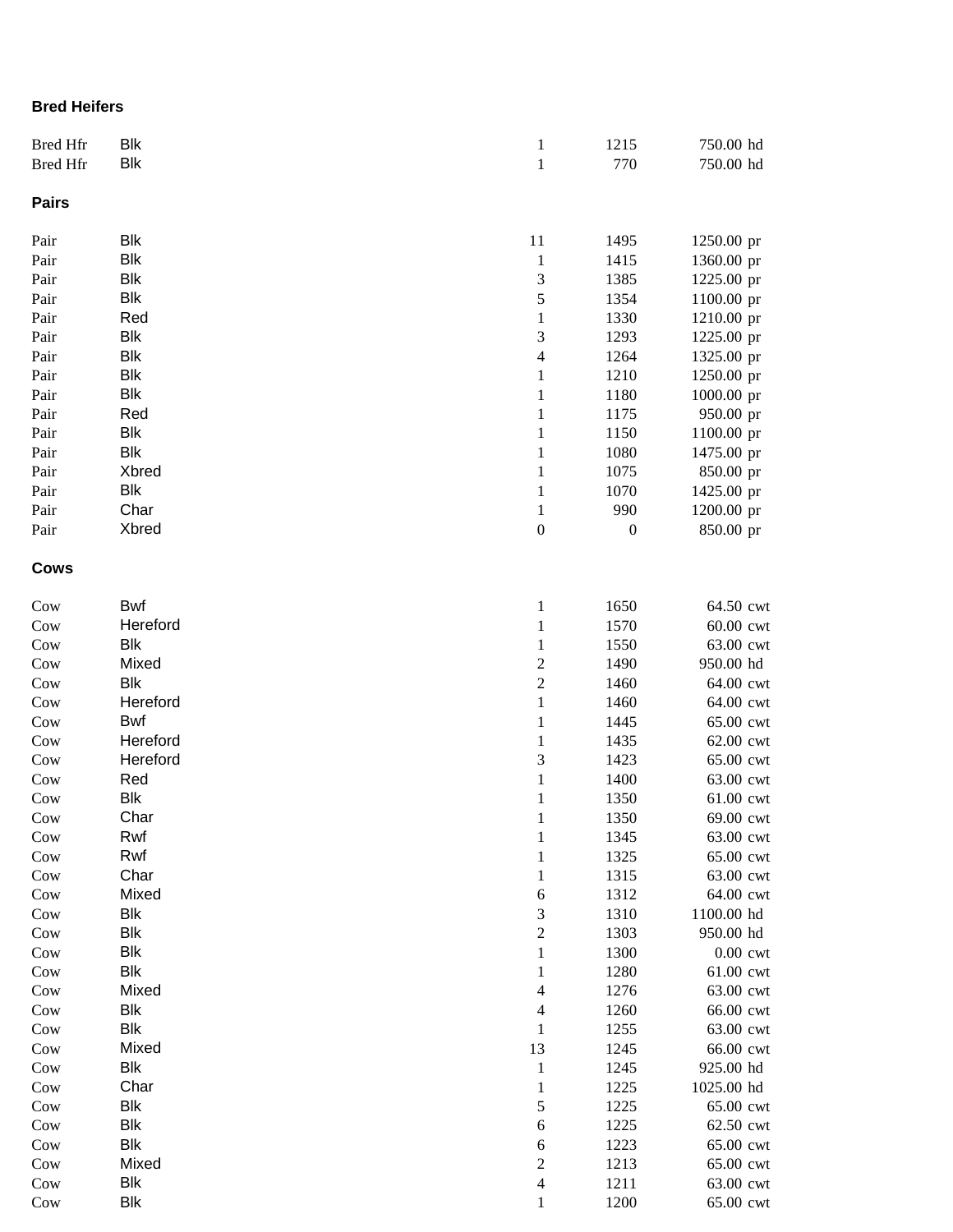**Bred Heifers**

| | | | | | |
|---|---|---|---|---|---|
| Bred Hfr | Blk | 1 | 1215 | 750.00 | hd |
| Bred Hfr | Blk | 1 | 770 | 750.00 | hd |

**Pairs**

| | | | | | |
|---|---|---|---|---|---|
| Pair | Blk | 11 | 1495 | 1250.00 | pr |
| Pair | Blk | 1 | 1415 | 1360.00 | pr |
| Pair | Blk | 3 | 1385 | 1225.00 | pr |
| Pair | Blk | 5 | 1354 | 1100.00 | pr |
| Pair | Red | 1 | 1330 | 1210.00 | pr |
| Pair | Blk | 3 | 1293 | 1225.00 | pr |
| Pair | Blk | 4 | 1264 | 1325.00 | pr |
| Pair | Blk | 1 | 1210 | 1250.00 | pr |
| Pair | Blk | 1 | 1180 | 1000.00 | pr |
| Pair | Red | 1 | 1175 | 950.00 | pr |
| Pair | Blk | 1 | 1150 | 1100.00 | pr |
| Pair | Blk | 1 | 1080 | 1475.00 | pr |
| Pair | Xbred | 1 | 1075 | 850.00 | pr |
| Pair | Blk | 1 | 1070 | 1425.00 | pr |
| Pair | Char | 1 | 990 | 1200.00 | pr |
| Pair | Xbred | 0 | 0 | 850.00 | pr |

**Cows**

| | | | | | |
|---|---|---|---|---|---|
| Cow | Bwf | 1 | 1650 | 64.50 | cwt |
| Cow | Hereford | 1 | 1570 | 60.00 | cwt |
| Cow | Blk | 1 | 1550 | 63.00 | cwt |
| Cow | Mixed | 2 | 1490 | 950.00 | hd |
| Cow | Blk | 2 | 1460 | 64.00 | cwt |
| Cow | Hereford | 1 | 1460 | 64.00 | cwt |
| Cow | Bwf | 1 | 1445 | 65.00 | cwt |
| Cow | Hereford | 1 | 1435 | 62.00 | cwt |
| Cow | Hereford | 3 | 1423 | 65.00 | cwt |
| Cow | Red | 1 | 1400 | 63.00 | cwt |
| Cow | Blk | 1 | 1350 | 61.00 | cwt |
| Cow | Char | 1 | 1350 | 69.00 | cwt |
| Cow | Rwf | 1 | 1345 | 63.00 | cwt |
| Cow | Rwf | 1 | 1325 | 65.00 | cwt |
| Cow | Char | 1 | 1315 | 63.00 | cwt |
| Cow | Mixed | 6 | 1312 | 64.00 | cwt |
| Cow | Blk | 3 | 1310 | 1100.00 | hd |
| Cow | Blk | 2 | 1303 | 950.00 | hd |
| Cow | Blk | 1 | 1300 | 0.00 | cwt |
| Cow | Blk | 1 | 1280 | 61.00 | cwt |
| Cow | Mixed | 4 | 1276 | 63.00 | cwt |
| Cow | Blk | 4 | 1260 | 66.00 | cwt |
| Cow | Blk | 1 | 1255 | 63.00 | cwt |
| Cow | Mixed | 13 | 1245 | 66.00 | cwt |
| Cow | Blk | 1 | 1245 | 925.00 | hd |
| Cow | Char | 1 | 1225 | 1025.00 | hd |
| Cow | Blk | 5 | 1225 | 65.00 | cwt |
| Cow | Blk | 6 | 1225 | 62.50 | cwt |
| Cow | Blk | 6 | 1223 | 65.00 | cwt |
| Cow | Mixed | 2 | 1213 | 65.00 | cwt |
| Cow | Blk | 4 | 1211 | 63.00 | cwt |
| Cow | Blk | 1 | 1200 | 65.00 | cwt |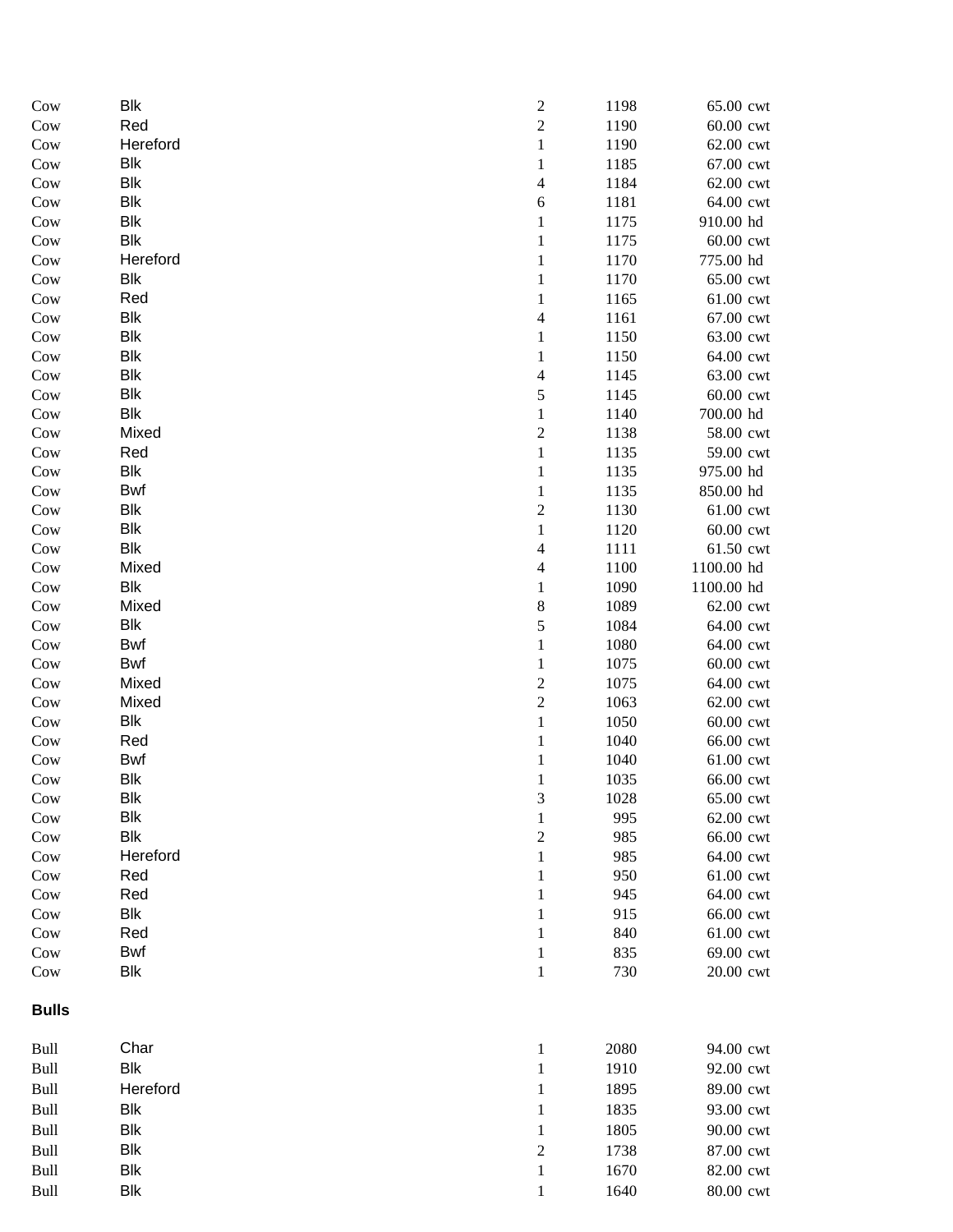| | | | | | |
|---|---|---|---|---|---|
| Cow | Blk | 2 | 1198 | 65.00 | cwt |
| Cow | Red | 2 | 1190 | 60.00 | cwt |
| Cow | Hereford | 1 | 1190 | 62.00 | cwt |
| Cow | Blk | 1 | 1185 | 67.00 | cwt |
| Cow | Blk | 4 | 1184 | 62.00 | cwt |
| Cow | Blk | 6 | 1181 | 64.00 | cwt |
| Cow | Blk | 1 | 1175 | 910.00 | hd |
| Cow | Blk | 1 | 1175 | 60.00 | cwt |
| Cow | Hereford | 1 | 1170 | 775.00 | hd |
| Cow | Blk | 1 | 1170 | 65.00 | cwt |
| Cow | Red | 1 | 1165 | 61.00 | cwt |
| Cow | Blk | 4 | 1161 | 67.00 | cwt |
| Cow | Blk | 1 | 1150 | 63.00 | cwt |
| Cow | Blk | 1 | 1150 | 64.00 | cwt |
| Cow | Blk | 4 | 1145 | 63.00 | cwt |
| Cow | Blk | 5 | 1145 | 60.00 | cwt |
| Cow | Blk | 1 | 1140 | 700.00 | hd |
| Cow | Mixed | 2 | 1138 | 58.00 | cwt |
| Cow | Red | 1 | 1135 | 59.00 | cwt |
| Cow | Blk | 1 | 1135 | 975.00 | hd |
| Cow | Bwf | 1 | 1135 | 850.00 | hd |
| Cow | Blk | 2 | 1130 | 61.00 | cwt |
| Cow | Blk | 1 | 1120 | 60.00 | cwt |
| Cow | Blk | 4 | 1111 | 61.50 | cwt |
| Cow | Mixed | 4 | 1100 | 1100.00 | hd |
| Cow | Blk | 1 | 1090 | 1100.00 | hd |
| Cow | Mixed | 8 | 1089 | 62.00 | cwt |
| Cow | Blk | 5 | 1084 | 64.00 | cwt |
| Cow | Bwf | 1 | 1080 | 64.00 | cwt |
| Cow | Bwf | 1 | 1075 | 60.00 | cwt |
| Cow | Mixed | 2 | 1075 | 64.00 | cwt |
| Cow | Mixed | 2 | 1063 | 62.00 | cwt |
| Cow | Blk | 1 | 1050 | 60.00 | cwt |
| Cow | Red | 1 | 1040 | 66.00 | cwt |
| Cow | Bwf | 1 | 1040 | 61.00 | cwt |
| Cow | Blk | 1 | 1035 | 66.00 | cwt |
| Cow | Blk | 3 | 1028 | 65.00 | cwt |
| Cow | Blk | 1 | 995 | 62.00 | cwt |
| Cow | Blk | 2 | 985 | 66.00 | cwt |
| Cow | Hereford | 1 | 985 | 64.00 | cwt |
| Cow | Red | 1 | 950 | 61.00 | cwt |
| Cow | Red | 1 | 945 | 64.00 | cwt |
| Cow | Blk | 1 | 915 | 66.00 | cwt |
| Cow | Red | 1 | 840 | 61.00 | cwt |
| Cow | Bwf | 1 | 835 | 69.00 | cwt |
| Cow | Blk | 1 | 730 | 20.00 | cwt |

**Bulls**

| | | | | | |
|---|---|---|---|---|---|
| Bull | Char | 1 | 2080 | 94.00 | cwt |
| Bull | Blk | 1 | 1910 | 92.00 | cwt |
| Bull | Hereford | 1 | 1895 | 89.00 | cwt |
| Bull | Blk | 1 | 1835 | 93.00 | cwt |
| Bull | Blk | 1 | 1805 | 90.00 | cwt |
| Bull | Blk | 2 | 1738 | 87.00 | cwt |
| Bull | Blk | 1 | 1670 | 82.00 | cwt |
| Bull | Blk | 1 | 1640 | 80.00 | cwt |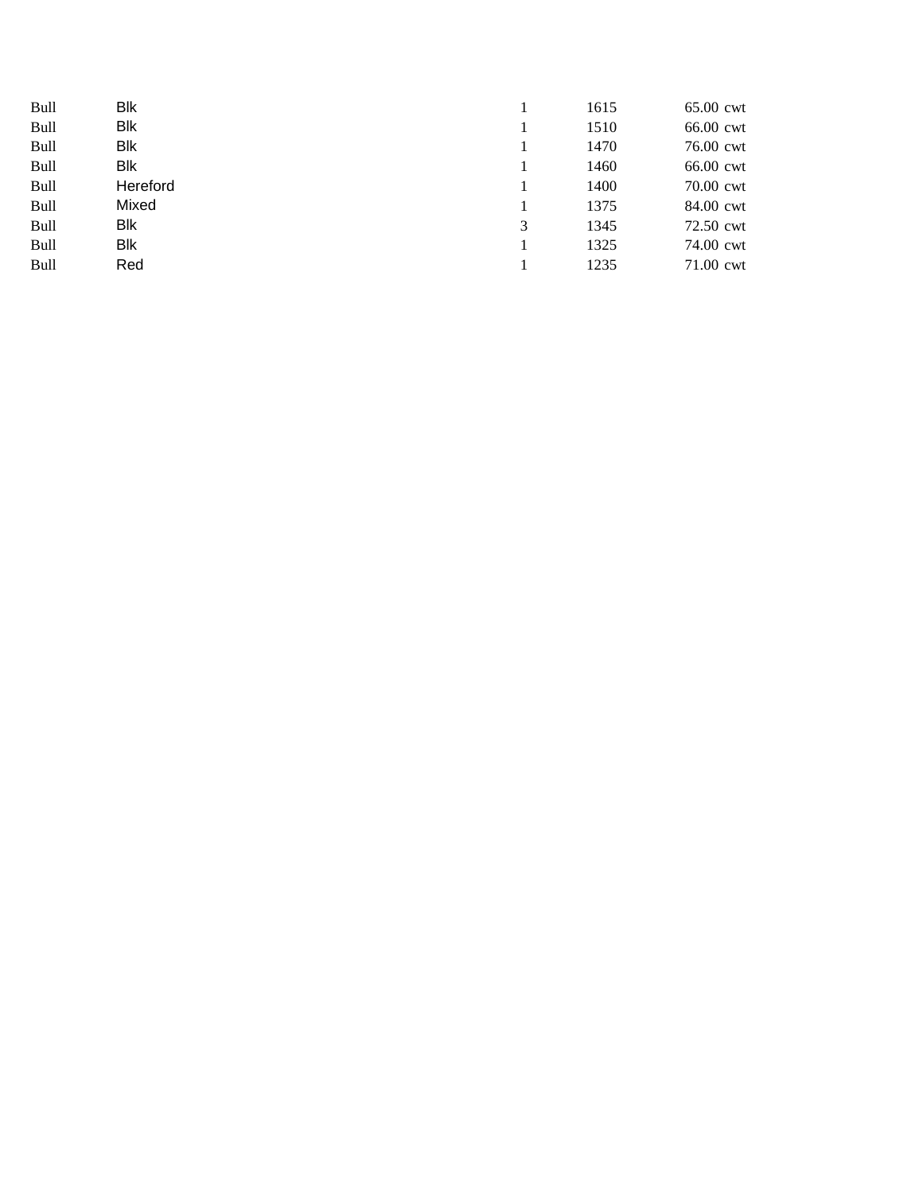| | | | | | |
|---|---|---|---|---|---|
| Bull | Blk | 1 | 1615 | 65.00 | cwt |
| Bull | Blk | 1 | 1510 | 66.00 | cwt |
| Bull | Blk | 1 | 1470 | 76.00 | cwt |
| Bull | Blk | 1 | 1460 | 66.00 | cwt |
| Bull | Hereford | 1 | 1400 | 70.00 | cwt |
| Bull | Mixed | 1 | 1375 | 84.00 | cwt |
| Bull | Blk | 3 | 1345 | 72.50 | cwt |
| Bull | Blk | 1 | 1325 | 74.00 | cwt |
| Bull | Red | 1 | 1235 | 71.00 | cwt |